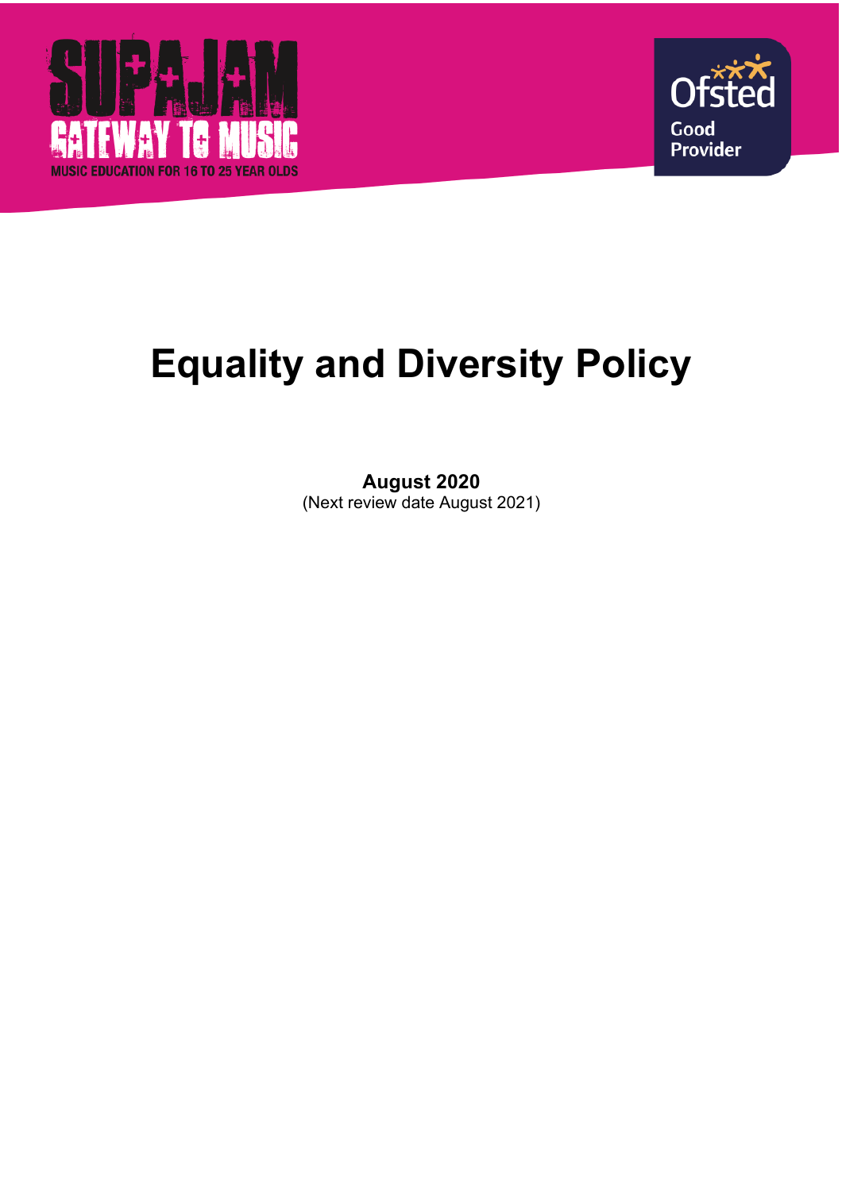SUPAJAM
GATEWAY TO MUSIC
MUSIC EDUCATION FOR 16 TO 25 YEAR OLDS

Ofsted
Good
Provider

# Equality and Diversity Policy

**August 2020**
(Next review date August 2021)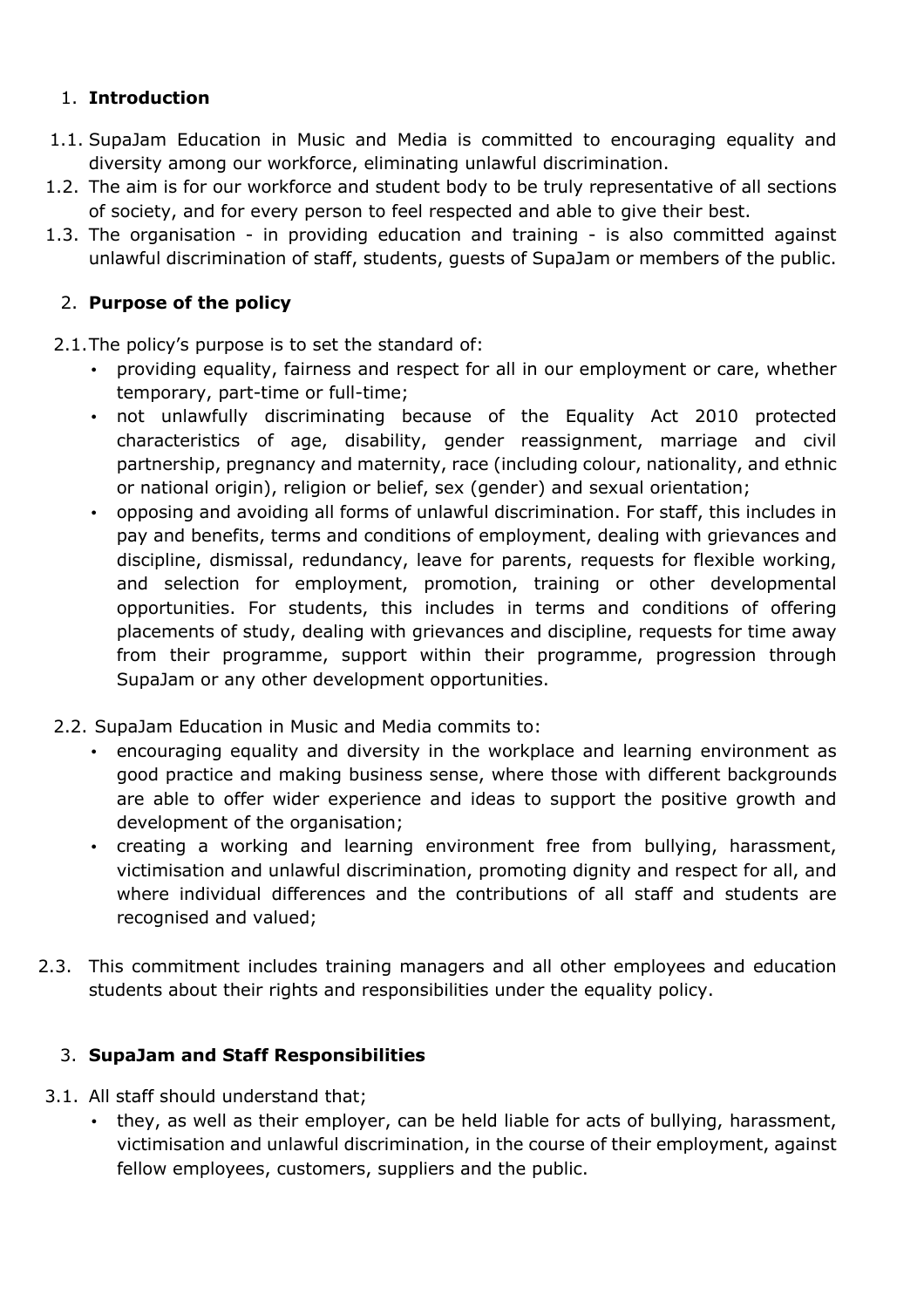## 1. Introduction

1.1. SupaJam Education in Music and Media is committed to encouraging equality and diversity among our workforce, eliminating unlawful discrimination.

1.2. The aim is for our workforce and student body to be truly representative of all sections of society, and for every person to feel respected and able to give their best.

1.3. The organisation - in providing education and training - is also committed against unlawful discrimination of staff, students, guests of SupaJam or members of the public.

## 2. Purpose of the policy

2.1. The policy's purpose is to set the standard of:

- providing equality, fairness and respect for all in our employment or care, whether temporary, part-time or full-time;
- not unlawfully discriminating because of the Equality Act 2010 protected characteristics of age, disability, gender reassignment, marriage and civil partnership, pregnancy and maternity, race (including colour, nationality, and ethnic or national origin), religion or belief, sex (gender) and sexual orientation;
- opposing and avoiding all forms of unlawful discrimination. For staff, this includes in pay and benefits, terms and conditions of employment, dealing with grievances and discipline, dismissal, redundancy, leave for parents, requests for flexible working, and selection for employment, promotion, training or other developmental opportunities. For students, this includes in terms and conditions of offering placements of study, dealing with grievances and discipline, requests for time away from their programme, support within their programme, progression through SupaJam or any other development opportunities.

2.2. SupaJam Education in Music and Media commits to:

- encouraging equality and diversity in the workplace and learning environment as good practice and making business sense, where those with different backgrounds are able to offer wider experience and ideas to support the positive growth and development of the organisation;
- creating a working and learning environment free from bullying, harassment, victimisation and unlawful discrimination, promoting dignity and respect for all, and where individual differences and the contributions of all staff and students are recognised and valued;

2.3. This commitment includes training managers and all other employees and education students about their rights and responsibilities under the equality policy.

## 3. SupaJam and Staff Responsibilities

3.1. All staff should understand that;

- they, as well as their employer, can be held liable for acts of bullying, harassment, victimisation and unlawful discrimination, in the course of their employment, against fellow employees, customers, suppliers and the public.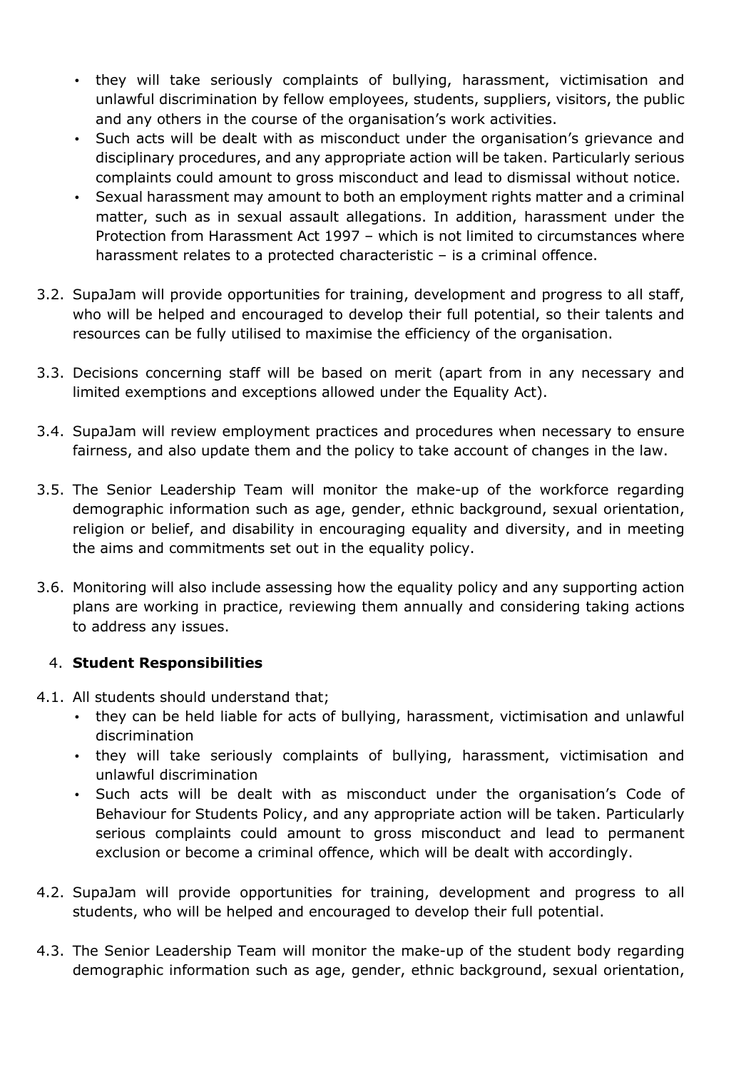- they will take seriously complaints of bullying, harassment, victimisation and unlawful discrimination by fellow employees, students, suppliers, visitors, the public and any others in the course of the organisation's work activities.
- Such acts will be dealt with as misconduct under the organisation's grievance and disciplinary procedures, and any appropriate action will be taken. Particularly serious complaints could amount to gross misconduct and lead to dismissal without notice.
- Sexual harassment may amount to both an employment rights matter and a criminal matter, such as in sexual assault allegations. In addition, harassment under the Protection from Harassment Act 1997 – which is not limited to circumstances where harassment relates to a protected characteristic – is a criminal offence.

3.2. SupaJam will provide opportunities for training, development and progress to all staff, who will be helped and encouraged to develop their full potential, so their talents and resources can be fully utilised to maximise the efficiency of the organisation.

3.3. Decisions concerning staff will be based on merit (apart from in any necessary and limited exemptions and exceptions allowed under the Equality Act).

3.4. SupaJam will review employment practices and procedures when necessary to ensure fairness, and also update them and the policy to take account of changes in the law.

3.5. The Senior Leadership Team will monitor the make-up of the workforce regarding demographic information such as age, gender, ethnic background, sexual orientation, religion or belief, and disability in encouraging equality and diversity, and in meeting the aims and commitments set out in the equality policy.

3.6. Monitoring will also include assessing how the equality policy and any supporting action plans are working in practice, reviewing them annually and considering taking actions to address any issues.

## 4. **Student Responsibilities**

4.1. All students should understand that;

- they can be held liable for acts of bullying, harassment, victimisation and unlawful discrimination
- they will take seriously complaints of bullying, harassment, victimisation and unlawful discrimination
- Such acts will be dealt with as misconduct under the organisation's Code of Behaviour for Students Policy, and any appropriate action will be taken. Particularly serious complaints could amount to gross misconduct and lead to permanent exclusion or become a criminal offence, which will be dealt with accordingly.

4.2. SupaJam will provide opportunities for training, development and progress to all students, who will be helped and encouraged to develop their full potential.

4.3. The Senior Leadership Team will monitor the make-up of the student body regarding demographic information such as age, gender, ethnic background, sexual orientation,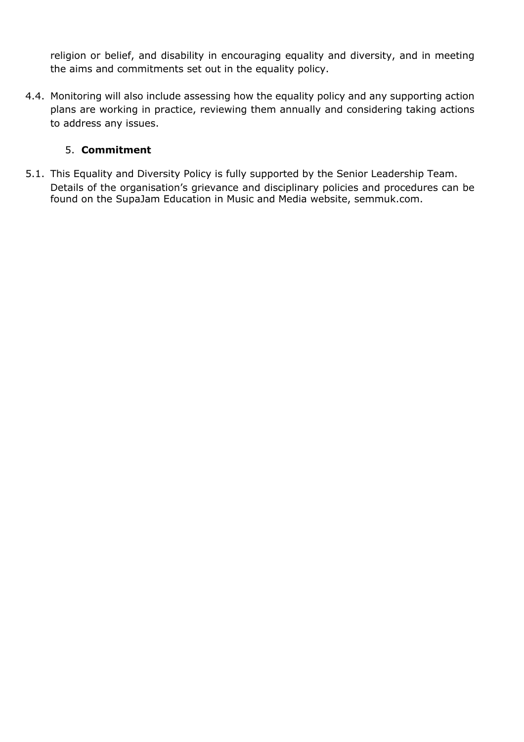religion or belief, and disability in encouraging equality and diversity, and in meeting the aims and commitments set out in the equality policy.

4.4. Monitoring will also include assessing how the equality policy and any supporting action plans are working in practice, reviewing them annually and considering taking actions to address any issues.

## 5. **Commitment**

5.1. This Equality and Diversity Policy is fully supported by the Senior Leadership Team. Details of the organisation's grievance and disciplinary policies and procedures can be found on the SupaJam Education in Music and Media website, semmuk.com.